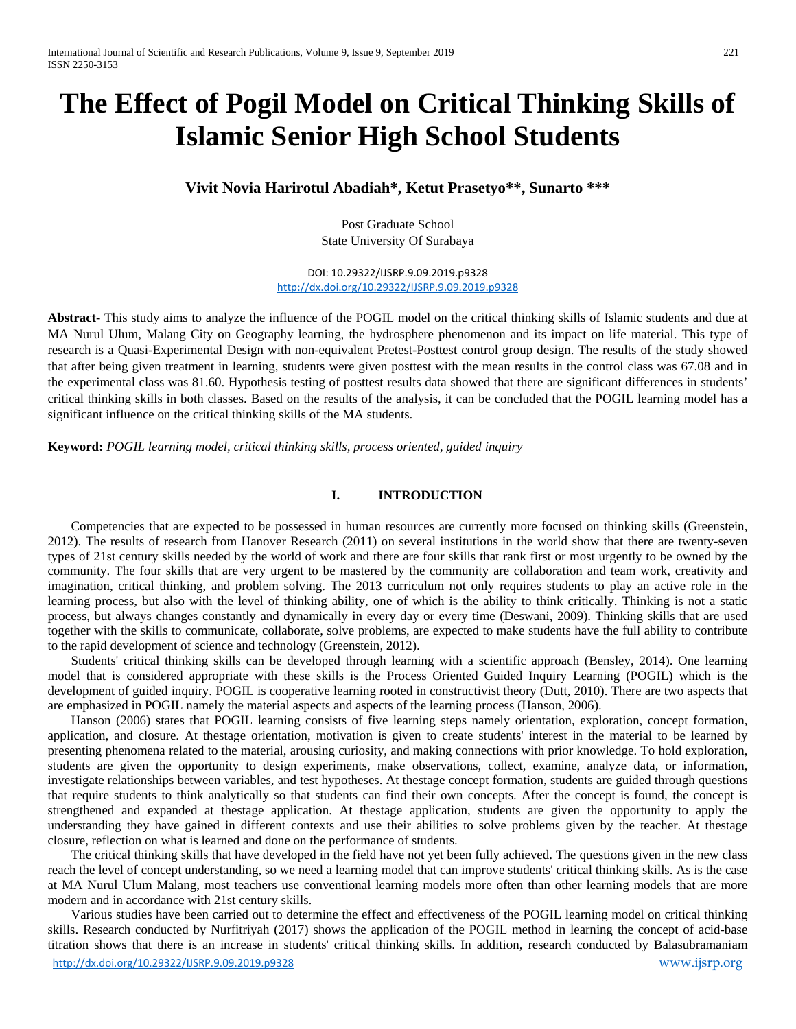# The Effect of Pogil Model on Critical Thinking Skills of Islamic Senior High School Students

**Vivit Novia Harirotul Abadiah*, Ketut Prasetyo**, Sunarto *****

Post Graduate School
State University Of Surabaya

DOI: 10.29322/IJSRP.9.09.2019.p9328
http://dx.doi.org/10.29322/IJSRP.9.09.2019.p9328

**Abstract**- This study aims to analyze the influence of the POGIL model on the critical thinking skills of Islamic students and due at MA Nurul Ulum, Malang City on Geography learning, the hydrosphere phenomenon and its impact on life material. This type of research is a Quasi-Experimental Design with non-equivalent Pretest-Posttest control group design. The results of the study showed that after being given treatment in learning, students were given posttest with the mean results in the control class was 67.08 and in the experimental class was 81.60. Hypothesis testing of posttest results data showed that there are significant differences in students' critical thinking skills in both classes. Based on the results of the analysis, it can be concluded that the POGIL learning model has a significant influence on the critical thinking skills of the MA students.

**Keyword:** *POGIL learning model, critical thinking skills, process oriented, guided inquiry*

## I. INTRODUCTION

Competencies that are expected to be possessed in human resources are currently more focused on thinking skills (Greenstein, 2012). The results of research from Hanover Research (2011) on several institutions in the world show that there are twenty-seven types of 21st century skills needed by the world of work and there are four skills that rank first or most urgently to be owned by the community. The four skills that are very urgent to be mastered by the community are collaboration and team work, creativity and imagination, critical thinking, and problem solving. The 2013 curriculum not only requires students to play an active role in the learning process, but also with the level of thinking ability, one of which is the ability to think critically. Thinking is not a static process, but always changes constantly and dynamically in every day or every time (Deswani, 2009). Thinking skills that are used together with the skills to communicate, collaborate, solve problems, are expected to make students have the full ability to contribute to the rapid development of science and technology (Greenstein, 2012).

Students' critical thinking skills can be developed through learning with a scientific approach (Bensley, 2014). One learning model that is considered appropriate with these skills is the Process Oriented Guided Inquiry Learning (POGIL) which is the development of guided inquiry. POGIL is cooperative learning rooted in constructivist theory (Dutt, 2010). There are two aspects that are emphasized in POGIL namely the material aspects and aspects of the learning process (Hanson, 2006).

Hanson (2006) states that POGIL learning consists of five learning steps namely orientation, exploration, concept formation, application, and closure. At thestage orientation, motivation is given to create students' interest in the material to be learned by presenting phenomena related to the material, arousing curiosity, and making connections with prior knowledge. To hold exploration, students are given the opportunity to design experiments, make observations, collect, examine, analyze data, or information, investigate relationships between variables, and test hypotheses. At thestage concept formation, students are guided through questions that require students to think analytically so that students can find their own concepts. After the concept is found, the concept is strengthened and expanded at thestage application. At thestage application, students are given the opportunity to apply the understanding they have gained in different contexts and use their abilities to solve problems given by the teacher. At thestage closure, reflection on what is learned and done on the performance of students.

The critical thinking skills that have developed in the field have not yet been fully achieved. The questions given in the new class reach the level of concept understanding, so we need a learning model that can improve students' critical thinking skills. As is the case at MA Nurul Ulum Malang, most teachers use conventional learning models more often than other learning models that are more modern and in accordance with 21st century skills.

Various studies have been carried out to determine the effect and effectiveness of the POGIL learning model on critical thinking skills. Research conducted by Nurfitriyah (2017) shows the application of the POGIL method in learning the concept of acid-base titration shows that there is an increase in students' critical thinking skills. In addition, research conducted by Balasubramaniam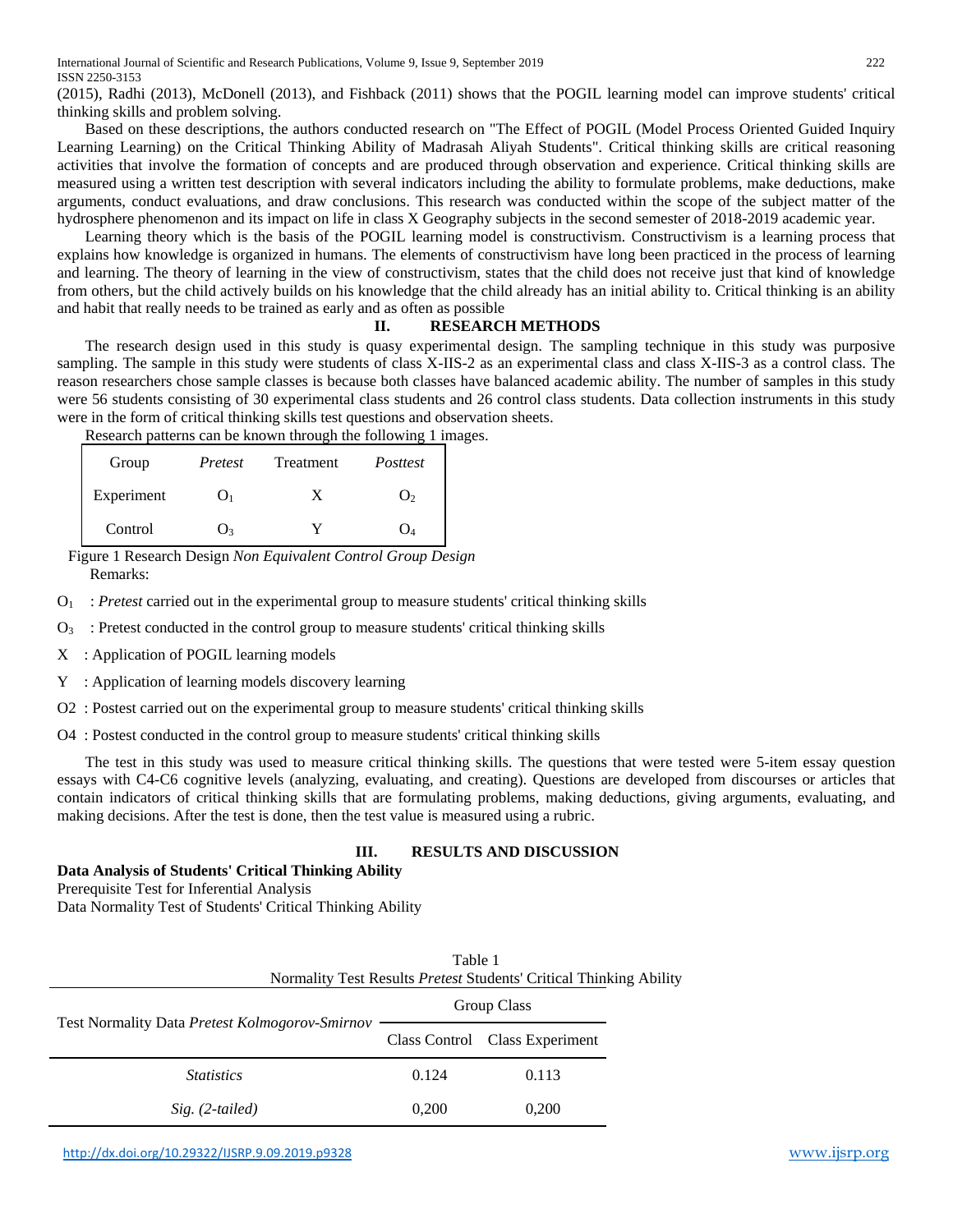(2015), Radhi (2013), McDonell (2013), and Fishback (2011) shows that the POGIL learning model can improve students' critical thinking skills and problem solving.

Based on these descriptions, the authors conducted research on "The Effect of POGIL (Model Process Oriented Guided Inquiry Learning Learning) on the Critical Thinking Ability of Madrasah Aliyah Students". Critical thinking skills are critical reasoning activities that involve the formation of concepts and are produced through observation and experience. Critical thinking skills are measured using a written test description with several indicators including the ability to formulate problems, make deductions, make arguments, conduct evaluations, and draw conclusions. This research was conducted within the scope of the subject matter of the hydrosphere phenomenon and its impact on life in class X Geography subjects in the second semester of 2018-2019 academic year.

Learning theory which is the basis of the POGIL learning model is constructivism. Constructivism is a learning process that explains how knowledge is organized in humans. The elements of constructivism have long been practiced in the process of learning and learning. The theory of learning in the view of constructivism, states that the child does not receive just that kind of knowledge from others, but the child actively builds on his knowledge that the child already has an initial ability to. Critical thinking is an ability and habit that really needs to be trained as early and as often as possible

## II. RESEARCH METHODS

The research design used in this study is quasy experimental design. The sampling technique in this study was purposive sampling. The sample in this study were students of class X-IIS-2 as an experimental class and class X-IIS-3 as a control class. The reason researchers chose sample classes is because both classes have balanced academic ability. The number of samples in this study were 56 students consisting of 30 experimental class students and 26 control class students. Data collection instruments in this study were in the form of critical thinking skills test questions and observation sheets.

Research patterns can be known through the following 1 images.

| Group | *Pretest* | Treatment | *Posttest* |
|---|---|---|---|
| Experiment | $O_1$ | X | $O_2$ |
| Control | $O_3$ | Y | $O_4$ |

Figure 1 Research Design *Non Equivalent Control Group Design*

Remarks:

$O_1$ : *Pretest* carried out in the experimental group to measure students' critical thinking skills

$O_3$ : Pretest conducted in the control group to measure students' critical thinking skills

X : Application of POGIL learning models

Y : Application of learning models discovery learning

O2 : Postest carried out on the experimental group to measure students' critical thinking skills

O4 : Postest conducted in the control group to measure students' critical thinking skills

The test in this study was used to measure critical thinking skills. The questions that were tested were 5-item essay question essays with C4-C6 cognitive levels (analyzing, evaluating, and creating). Questions are developed from discourses or articles that contain indicators of critical thinking skills that are formulating problems, making deductions, giving arguments, evaluating, and making decisions. After the test is done, then the test value is measured using a rubric.

## III. RESULTS AND DISCUSSION

**Data Analysis of Students' Critical Thinking Ability**

Prerequisite Test for Inferential Analysis

Data Normality Test of Students' Critical Thinking Ability

Table 1
Normality Test Results *Pretest* Students' Critical Thinking Ability

| Test Normality Data *Pretest Kolmogorov-Smirnov* | Group Class | |
|---|---|---|
| | Class Control | Class Experiment |
| *Statistics* | 0.124 | 0.113 |
| *Sig. (2-tailed)* | 0,200 | 0,200 |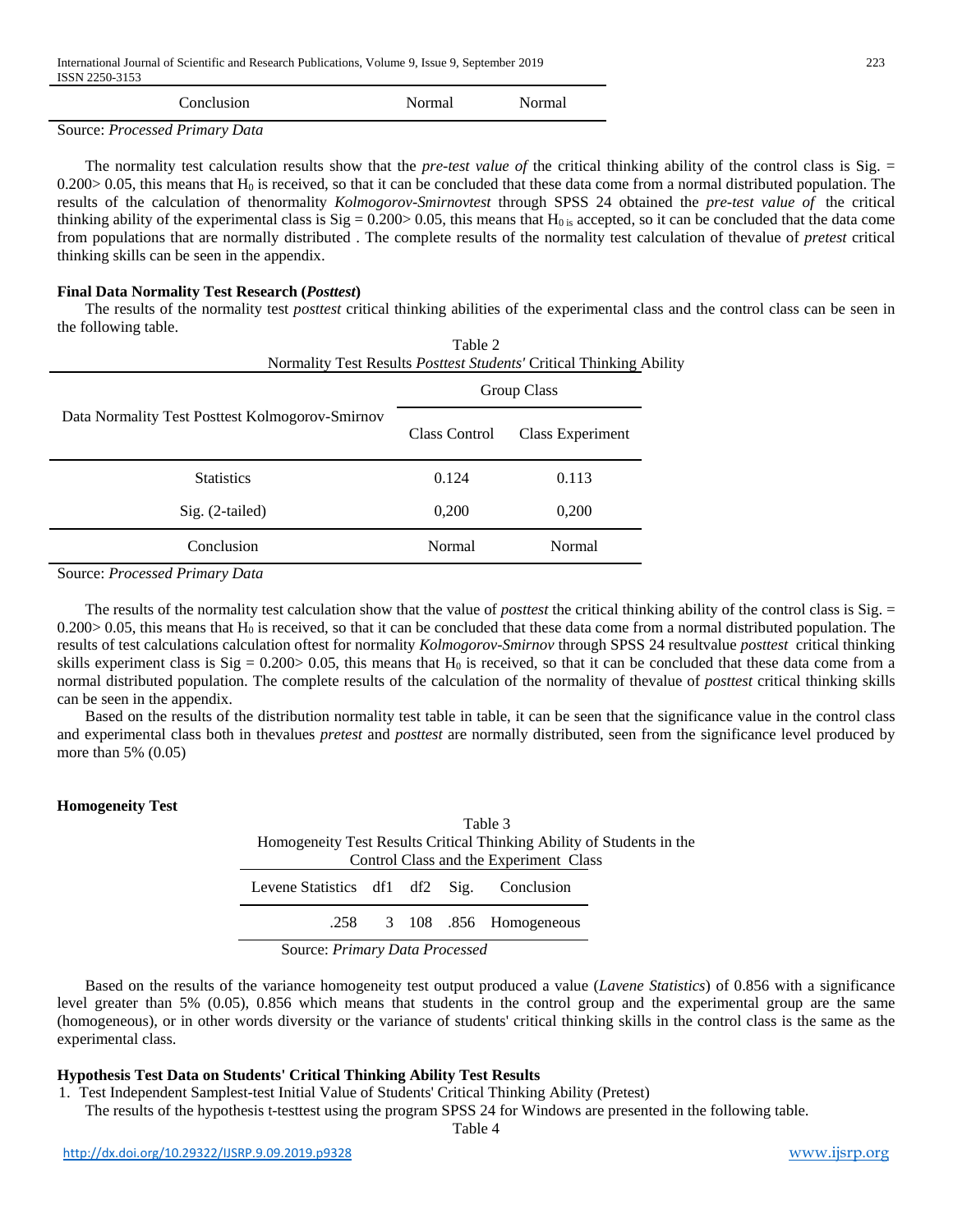| Conclusion | Normal | Normal |
|---|---|---|

Source: *Processed Primary Data*

The normality test calculation results show that the *pre-test value of* the critical thinking ability of the control class is Sig. = 0.200> 0.05, this means that $H_0$ is received, so that it can be concluded that these data come from a normal distributed population. The results of the calculation of thenormality *Kolmogorov-Smirnovtest* through SPSS 24 obtained the *pre-test value of* the critical thinking ability of the experimental class is Sig = 0.200> 0.05, this means that $H_0$ is accepted, so it can be concluded that the data come from populations that are normally distributed . The complete results of the normality test calculation of thevalue of *pretest* critical thinking skills can be seen in the appendix.

**Final Data Normality Test Research (*Posttest*)**

The results of the normality test *posttest* critical thinking abilities of the experimental class and the control class can be seen in the following table.

Table 2
Normality Test Results *Posttest Students'* Critical Thinking Ability

| Data Normality Test Posttest Kolmogorov-Smirnov | Group Class | |
|---|---|---|
| | Class Control | Class Experiment |
| Statistics | 0.124 | 0.113 |
| Sig. (2-tailed) | 0,200 | 0,200 |
| Conclusion | Normal | Normal |

Source: *Processed Primary Data*

The results of the normality test calculation show that the value of *posttest* the critical thinking ability of the control class is Sig. = 0.200> 0.05, this means that $H_0$ is received, so that it can be concluded that these data come from a normal distributed population. The results of test calculations calculation oftest for normality *Kolmogorov-Smirnov* through SPSS 24 resultvalue *posttest* critical thinking skills experiment class is Sig = 0.200> 0.05, this means that $H_0$ is received, so that it can be concluded that these data come from a normal distributed population. The complete results of the calculation of the normality of thevalue of *posttest* critical thinking skills can be seen in the appendix.

Based on the results of the distribution normality test table in table, it can be seen that the significance value in the control class and experimental class both in thevalues *pretest* and *posttest* are normally distributed, seen from the significance level produced by more than 5% (0.05)

**Homogeneity Test**

Table 3
Homogeneity Test Results Critical Thinking Ability of Students in the Control Class and the Experiment Class

| Levene Statistics | df1 | df2 | Sig. | Conclusion |
|---|---|---|---|---|
| .258 | 3 | 108 | .856 | Homogeneous |

Source: *Primary Data Processed*

Based on the results of the variance homogeneity test output produced a value (*Lavene Statistics*) of 0.856 with a significance level greater than 5% (0.05), 0.856 which means that students in the control group and the experimental group are the same (homogeneous), or in other words diversity or the variance of students' critical thinking skills in the control class is the same as the experimental class.

**Hypothesis Test Data on Students' Critical Thinking Ability Test Results**

1. Test Independent Samplest-test Initial Value of Students' Critical Thinking Ability (Pretest)

   The results of the hypothesis t-testtest using the program SPSS 24 for Windows are presented in the following table.

Table 4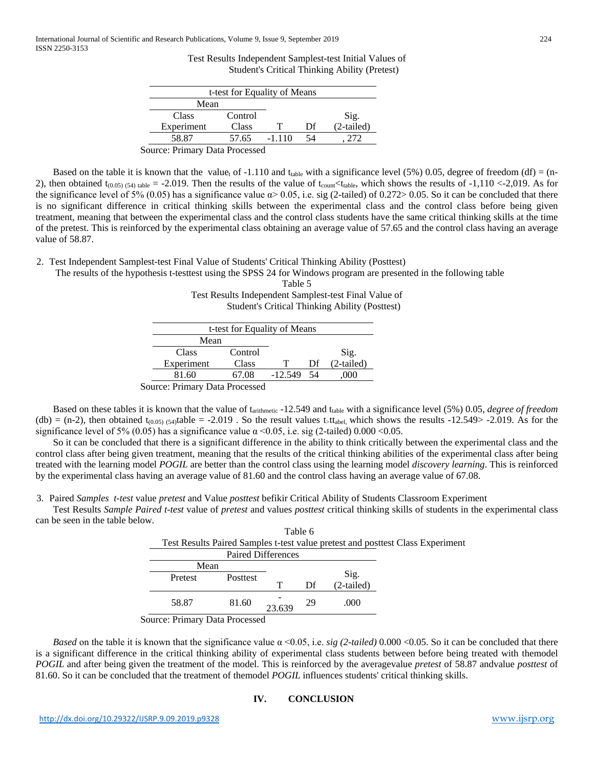Test Results Independent Samplest-test Initial Values of Student's Critical Thinking Ability (Pretest)

| t-test for Equality of Means | | | | |
|---|---|---|---|---|
| Mean | | | | |
| Class Experiment | Control Class | T | Df | Sig. (2-tailed) |
| 58.87 | 57.65 | -1.110 | 54 | , 272 |

Source: Primary Data Processed

Based on the table it is known that the value$_t$ of -1.110 and $t_{table}$ with a significance level (5%) 0.05, degree of freedom (df) = (n-2), then obtained $t_{(0.05)\ (54)\ table}$ = -2.019. Then the results of the value of $t_{count}$<$t_{table}$, which shows the results of -1,110 <-2,019. As for the significance level of 5% (0.05) has a significance value α> 0.05, i.e. sig (2-tailed) of 0.272> 0.05. So it can be concluded that there is no significant difference in critical thinking skills between the experimental class and the control class before being given treatment, meaning that between the experimental class and the control class students have the same critical thinking skills at the time of the pretest. This is reinforced by the experimental class obtaining an average value of 57.65 and the control class having an average value of 58.87.

2. Test Independent Samplest-test Final Value of Students' Critical Thinking Ability (Posttest)

The results of the hypothesis t-testtest using the SPSS 24 for Windows program are presented in the following table

Table 5
Test Results Independent Samplest-test Final Value of Student's Critical Thinking Ability (Posttest)

| t-test for Equality of Means | | | | |
|---|---|---|---|---|
| Mean | | | | |
| Class Experiment | Control Class | T | Df | Sig. (2-tailed) |
| 81.60 | 67.08 | -12.549 | 54 | ,000 |

Source: Primary Data Processed

Based on these tables it is known that the value of $t_{arithmetic}$ -12.549 and $t_{table}$ with a significance level (5%) 0.05, *degree of freedom* (db) = (n-2), then obtained $t_{(0.05)\ (54)}$table = -2.019 . So the result values $t_{>}tt_{abel,}$ which shows the results -12.549> -2.019. As for the significance level of 5% (0.05) has a significance value α <0.05, i.e. sig (2-tailed) 0.000 <0.05.

So it can be concluded that there is a significant difference in the ability to think critically between the experimental class and the control class after being given treatment, meaning that the results of the critical thinking abilities of the experimental class after being treated with the learning model *POGIL* are better than the control class using the learning model *discovery learning*. This is reinforced by the experimental class having an average value of 81.60 and the control class having an average value of 67.08.

3. Paired *Samples t-test* value *pretest* and Value *posttest* befikir Critical Ability of Students Classroom Experiment

Test Results *Sample Paired t-test* value of *pretest* and values *posttest* critical thinking skills of students in the experimental class can be seen in the table below.

Table 6
Test Results Paired Samples t-test value pretest and posttest Class Experiment

| Paired Differences | | | | |
|---|---|---|---|---|
| Mean | | | | |
| Pretest | Posttest | T | Df | Sig. (2-tailed) |
| 58.87 | 81.60 | -23.639 | 29 | .000 |

Source: Primary Data Processed

*Based* on the table it is known that the significance value α <0.05, i.e. *sig (2-tailed)* 0.000 <0.05. So it can be concluded that there is a significant difference in the critical thinking ability of experimental class students between before being treated with themodel *POGIL* and after being given the treatment of the model. This is reinforced by the averagevalue *pretest* of 58.87 andvalue *posttest* of 81.60. So it can be concluded that the treatment of themodel *POGIL* influences students' critical thinking skills.

## IV. CONCLUSION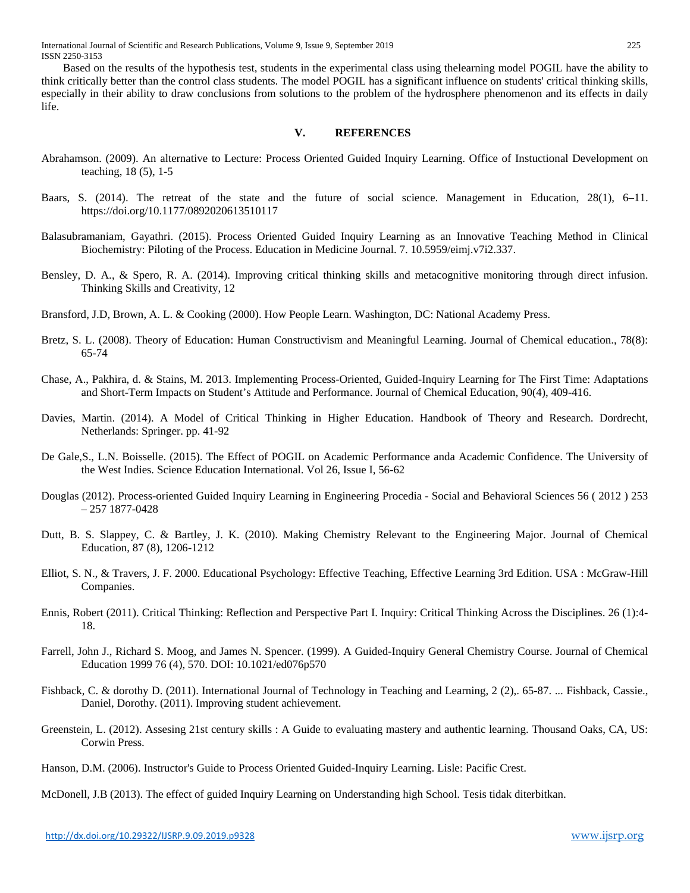Based on the results of the hypothesis test, students in the experimental class using thelearning model POGIL have the ability to think critically better than the control class students. The model POGIL has a significant influence on students' critical thinking skills, especially in their ability to draw conclusions from solutions to the problem of the hydrosphere phenomenon and its effects in daily life.

## V. REFERENCES

Abrahamson. (2009). An alternative to Lecture: Process Oriented Guided Inquiry Learning. Office of Instuctional Development on teaching, 18 (5), 1-5

Baars, S. (2014). The retreat of the state and the future of social science. Management in Education, 28(1), 6–11. https://doi.org/10.1177/0892020613510117

Balasubramaniam, Gayathri. (2015). Process Oriented Guided Inquiry Learning as an Innovative Teaching Method in Clinical Biochemistry: Piloting of the Process. Education in Medicine Journal. 7. 10.5959/eimj.v7i2.337.

Bensley, D. A., & Spero, R. A. (2014). Improving critical thinking skills and metacognitive monitoring through direct infusion. Thinking Skills and Creativity, 12

Bransford, J.D, Brown, A. L. & Cooking (2000). How People Learn. Washington, DC: National Academy Press.

Bretz, S. L. (2008). Theory of Education: Human Constructivism and Meaningful Learning. Journal of Chemical education., 78(8): 65-74

Chase, A., Pakhira, d. & Stains, M. 2013. Implementing Process-Oriented, Guided-Inquiry Learning for The First Time: Adaptations and Short-Term Impacts on Student's Attitude and Performance. Journal of Chemical Education, 90(4), 409-416.

Davies, Martin. (2014). A Model of Critical Thinking in Higher Education. Handbook of Theory and Research. Dordrecht, Netherlands: Springer. pp. 41-92

De Gale,S., L.N. Boisselle. (2015). The Effect of POGIL on Academic Performance anda Academic Confidence. The University of the West Indies. Science Education International. Vol 26, Issue I, 56-62

Douglas (2012). Process-oriented Guided Inquiry Learning in Engineering Procedia - Social and Behavioral Sciences 56 ( 2012 ) 253 – 257 1877-0428

Dutt, B. S. Slappey, C. & Bartley, J. K. (2010). Making Chemistry Relevant to the Engineering Major. Journal of Chemical Education, 87 (8), 1206-1212

Elliot, S. N., & Travers, J. F. 2000. Educational Psychology: Effective Teaching, Effective Learning 3rd Edition. USA : McGraw-Hill Companies.

Ennis, Robert (2011). Critical Thinking: Reflection and Perspective Part I. Inquiry: Critical Thinking Across the Disciplines. 26 (1):4-18.

Farrell, John J., Richard S. Moog, and James N. Spencer. (1999). A Guided-Inquiry General Chemistry Course. Journal of Chemical Education 1999 76 (4), 570. DOI: 10.1021/ed076p570

Fishback, C. & dorothy D. (2011). International Journal of Technology in Teaching and Learning, 2 (2),. 65-87. ... Fishback, Cassie., Daniel, Dorothy. (2011). Improving student achievement.

Greenstein, L. (2012). Assesing 21st century skills : A Guide to evaluating mastery and authentic learning. Thousand Oaks, CA, US: Corwin Press.

Hanson, D.M. (2006). Instructor's Guide to Process Oriented Guided-Inquiry Learning. Lisle: Pacific Crest.

McDonell, J.B (2013). The effect of guided Inquiry Learning on Understanding high School. Tesis tidak diterbitkan.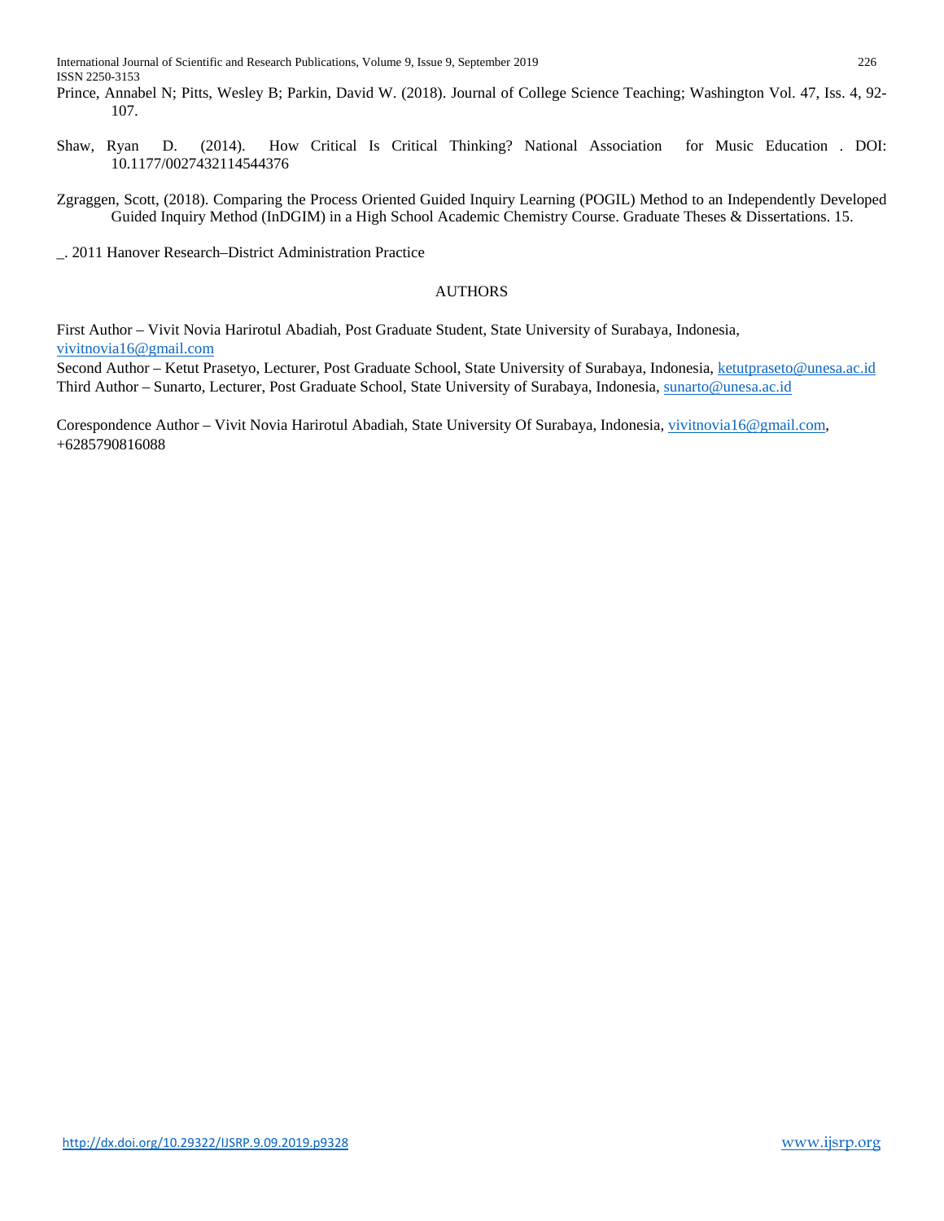Prince, Annabel N; Pitts, Wesley B; Parkin, David W. (2018). Journal of College Science Teaching; Washington Vol. 47, Iss. 4, 92-107.

Shaw, Ryan D. (2014). How Critical Is Critical Thinking? National Association for Music Education . DOI: 10.1177/0027432114544376

Zgraggen, Scott, (2018). Comparing the Process Oriented Guided Inquiry Learning (POGIL) Method to an Independently Developed Guided Inquiry Method (InDGIM) in a High School Academic Chemistry Course. Graduate Theses & Dissertations. 15.

_. 2011 Hanover Research–District Administration Practice

## AUTHORS

First Author – Vivit Novia Harirotul Abadiah, Post Graduate Student, State University of Surabaya, Indonesia, vivitnovia16@gmail.com
Second Author – Ketut Prasetyo, Lecturer, Post Graduate School, State University of Surabaya, Indonesia, ketutpraseto@unesa.ac.id
Third Author – Sunarto, Lecturer, Post Graduate School, State University of Surabaya, Indonesia, sunarto@unesa.ac.id

Corespondence Author – Vivit Novia Harirotul Abadiah, State University Of Surabaya, Indonesia, vivitnovia16@gmail.com, +6285790816088